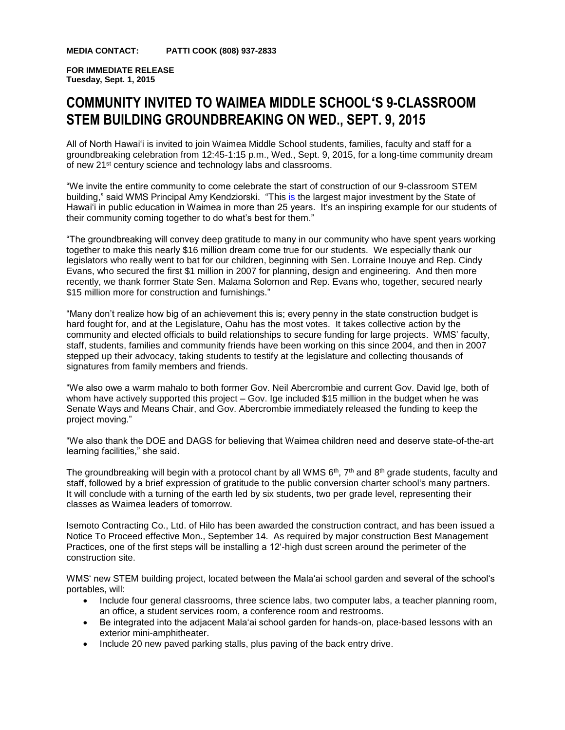**MEDIA CONTACT: PATTI COOK (808) 937-2833**

**FOR IMMEDIATE RELEASE**
**Tuesday, Sept. 1, 2015**

# COMMUNITY INVITED TO WAIMEA MIDDLE SCHOOL'S 9-CLASSROOM STEM BUILDING GROUNDBREAKING ON WED., SEPT. 9, 2015

All of North Hawai'i is invited to join Waimea Middle School students, families, faculty and staff for a groundbreaking celebration from 12:45-1:15 p.m., Wed., Sept. 9, 2015, for a long-time community dream of new 21st century science and technology labs and classrooms.

"We invite the entire community to come celebrate the start of construction of our 9-classroom STEM building," said WMS Principal Amy Kendziorski. "This is the largest major investment by the State of Hawai'i in public education in Waimea in more than 25 years. It's an inspiring example for our students of their community coming together to do what's best for them."

"The groundbreaking will convey deep gratitude to many in our community who have spent years working together to make this nearly $16 million dream come true for our students. We especially thank our legislators who really went to bat for our children, beginning with Sen. Lorraine Inouye and Rep. Cindy Evans, who secured the first $1 million in 2007 for planning, design and engineering. And then more recently, we thank former State Sen. Malama Solomon and Rep. Evans who, together, secured nearly $15 million more for construction and furnishings."

"Many don't realize how big of an achievement this is; every penny in the state construction budget is hard fought for, and at the Legislature, Oahu has the most votes. It takes collective action by the community and elected officials to build relationships to secure funding for large projects. WMS' faculty, staff, students, families and community friends have been working on this since 2004, and then in 2007 stepped up their advocacy, taking students to testify at the legislature and collecting thousands of signatures from family members and friends.

"We also owe a warm mahalo to both former Gov. Neil Abercrombie and current Gov. David Ige, both of whom have actively supported this project – Gov. Ige included $15 million in the budget when he was Senate Ways and Means Chair, and Gov. Abercrombie immediately released the funding to keep the project moving."

"We also thank the DOE and DAGS for believing that Waimea children need and deserve state-of-the-art learning facilities," she said.

The groundbreaking will begin with a protocol chant by all WMS 6th, 7th and 8th grade students, faculty and staff, followed by a brief expression of gratitude to the public conversion charter school's many partners. It will conclude with a turning of the earth led by six students, two per grade level, representing their classes as Waimea leaders of tomorrow.

Isemoto Contracting Co., Ltd. of Hilo has been awarded the construction contract, and has been issued a Notice To Proceed effective Mon., September 14. As required by major construction Best Management Practices, one of the first steps will be installing a 12'-high dust screen around the perimeter of the construction site.

WMS' new STEM building project, located between the Mala'ai school garden and several of the school's portables, will:

- Include four general classrooms, three science labs, two computer labs, a teacher planning room, an office, a student services room, a conference room and restrooms.
- Be integrated into the adjacent Mala'ai school garden for hands-on, place-based lessons with an exterior mini-amphitheater.
- Include 20 new paved parking stalls, plus paving of the back entry drive.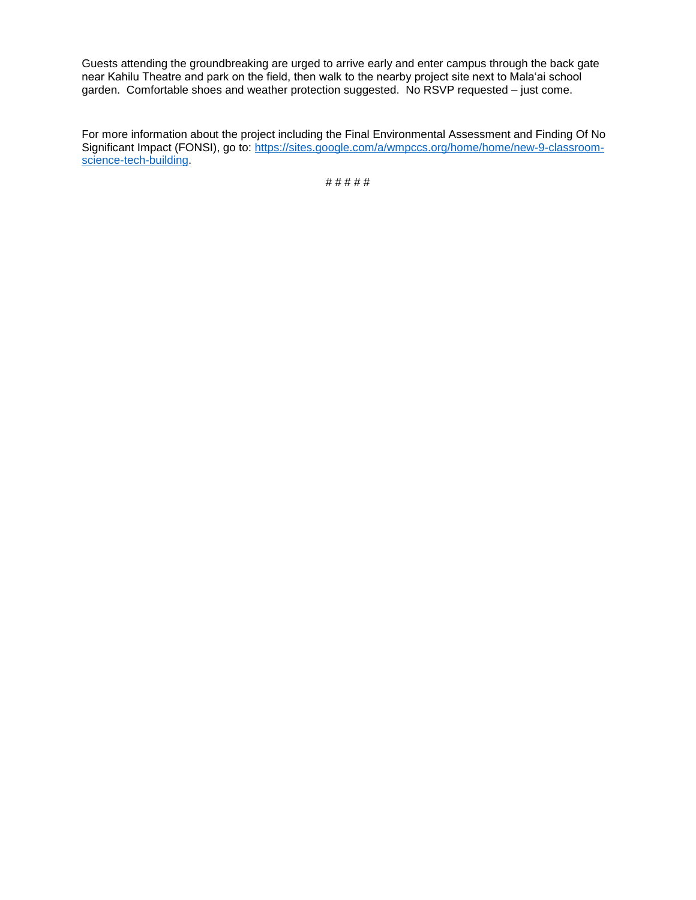Guests attending the groundbreaking are urged to arrive early and enter campus through the back gate near Kahilu Theatre and park on the field, then walk to the nearby project site next to Mala'ai school garden. Comfortable shoes and weather protection suggested. No RSVP requested – just come.

For more information about the project including the Final Environmental Assessment and Finding Of No Significant Impact (FONSI), go to: [https://sites.google.com/a/wmpccs.org/home/home/new-9-classroom-science-tech-building](https://sites.google.com/a/wmpccs.org/home/home/new-9-classroom-science-tech-building).

# # # # #